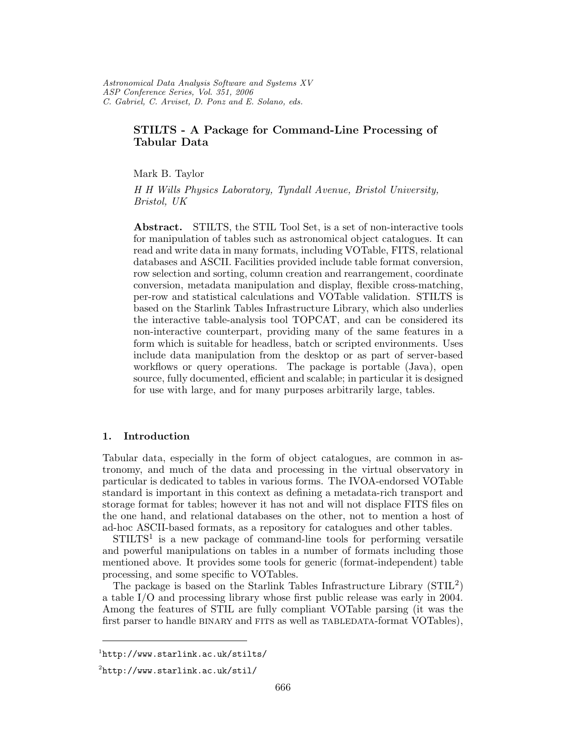# STILTS - A Package for Command-Line Processing of Tabular Data

Mark B. Taylor

*H H Wills Physics Laboratory, Tyndall Avenue, Bristol University, Bristol, UK*

**Abstract.** STILTS, the STIL Tool Set, is a set of non-interactive tools for manipulation of tables such as astronomical object catalogues. It can read and write data in many formats, including VOTable, FITS, relational databases and ASCII. Facilities provided include table format conversion, row selection and sorting, column creation and rearrangement, coordinate conversion, metadata manipulation and display, flexible cross-matching, per-row and statistical calculations and VOTable validation. STILTS is based on the Starlink Tables Infrastructure Library, which also underlies the interactive table-analysis tool TOPCAT, and can be considered its non-interactive counterpart, providing many of the same features in a form which is suitable for headless, batch or scripted environments. Uses include data manipulation from the desktop or as part of server-based workflows or query operations. The package is portable (Java), open source, fully documented, efficient and scalable; in particular it is designed for use with large, and for many purposes arbitrarily large, tables.

## 1. Introduction

Tabular data, especially in the form of object catalogues, are common in astronomy, and much of the data and processing in the virtual observatory in particular is dedicated to tables in various forms. The IVOA-endorsed VOTable standard is important in this context as defining a metadata-rich transport and storage format for tables; however it has not and will not displace FITS files on the one hand, and relational databases on the other, not to mention a host of ad-hoc ASCII-based formats, as a repository for catalogues and other tables.

STILTS[1] is a new package of command-line tools for performing versatile and powerful manipulations on tables in a number of formats including those mentioned above. It provides some tools for generic (format-independent) table processing, and some specific to VOTables.

The package is based on the Starlink Tables Infrastructure Library (STIL[2]) a table I/O and processing library whose first public release was early in 2004. Among the features of STIL are fully compliant VOTable parsing (it was the first parser to handle BINARY and FITS as well as TABLEDATA-format VOTables),

[1] http://www.starlink.ac.uk/stilts/

[2] http://www.starlink.ac.uk/stil/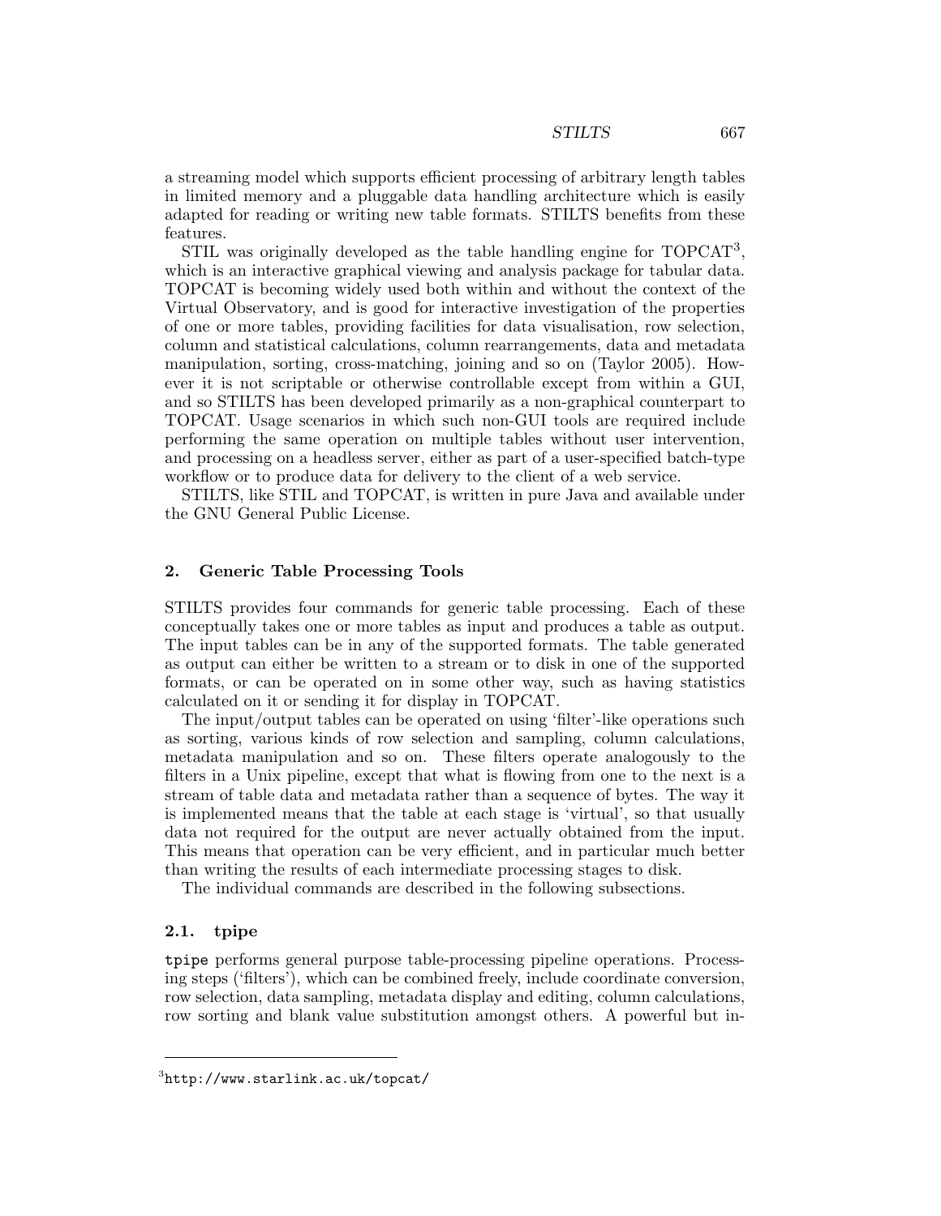a streaming model which supports efficient processing of arbitrary length tables in limited memory and a pluggable data handling architecture which is easily adapted for reading or writing new table formats. STILTS benefits from these features.

STIL was originally developed as the table handling engine for TOPCAT[3], which is an interactive graphical viewing and analysis package for tabular data. TOPCAT is becoming widely used both within and without the context of the Virtual Observatory, and is good for interactive investigation of the properties of one or more tables, providing facilities for data visualisation, row selection, column and statistical calculations, column rearrangements, data and metadata manipulation, sorting, cross-matching, joining and so on (Taylor 2005). However it is not scriptable or otherwise controllable except from within a GUI, and so STILTS has been developed primarily as a non-graphical counterpart to TOPCAT. Usage scenarios in which such non-GUI tools are required include performing the same operation on multiple tables without user intervention, and processing on a headless server, either as part of a user-specified batch-type workflow or to produce data for delivery to the client of a web service.

STILTS, like STIL and TOPCAT, is written in pure Java and available under the GNU General Public License.

## 2. Generic Table Processing Tools

STILTS provides four commands for generic table processing. Each of these conceptually takes one or more tables as input and produces a table as output. The input tables can be in any of the supported formats. The table generated as output can either be written to a stream or to disk in one of the supported formats, or can be operated on in some other way, such as having statistics calculated on it or sending it for display in TOPCAT.

The input/output tables can be operated on using 'filter'-like operations such as sorting, various kinds of row selection and sampling, column calculations, metadata manipulation and so on. These filters operate analogously to the filters in a Unix pipeline, except that what is flowing from one to the next is a stream of table data and metadata rather than a sequence of bytes. The way it is implemented means that the table at each stage is 'virtual', so that usually data not required for the output are never actually obtained from the input. This means that operation can be very efficient, and in particular much better than writing the results of each intermediate processing stages to disk.

The individual commands are described in the following subsections.

### 2.1. tpipe

`tpipe` performs general purpose table-processing pipeline operations. Processing steps ('filters'), which can be combined freely, include coordinate conversion, row selection, data sampling, metadata display and editing, column calculations, row sorting and blank value substitution amongst others. A powerful but in-

[3] `http://www.starlink.ac.uk/topcat/`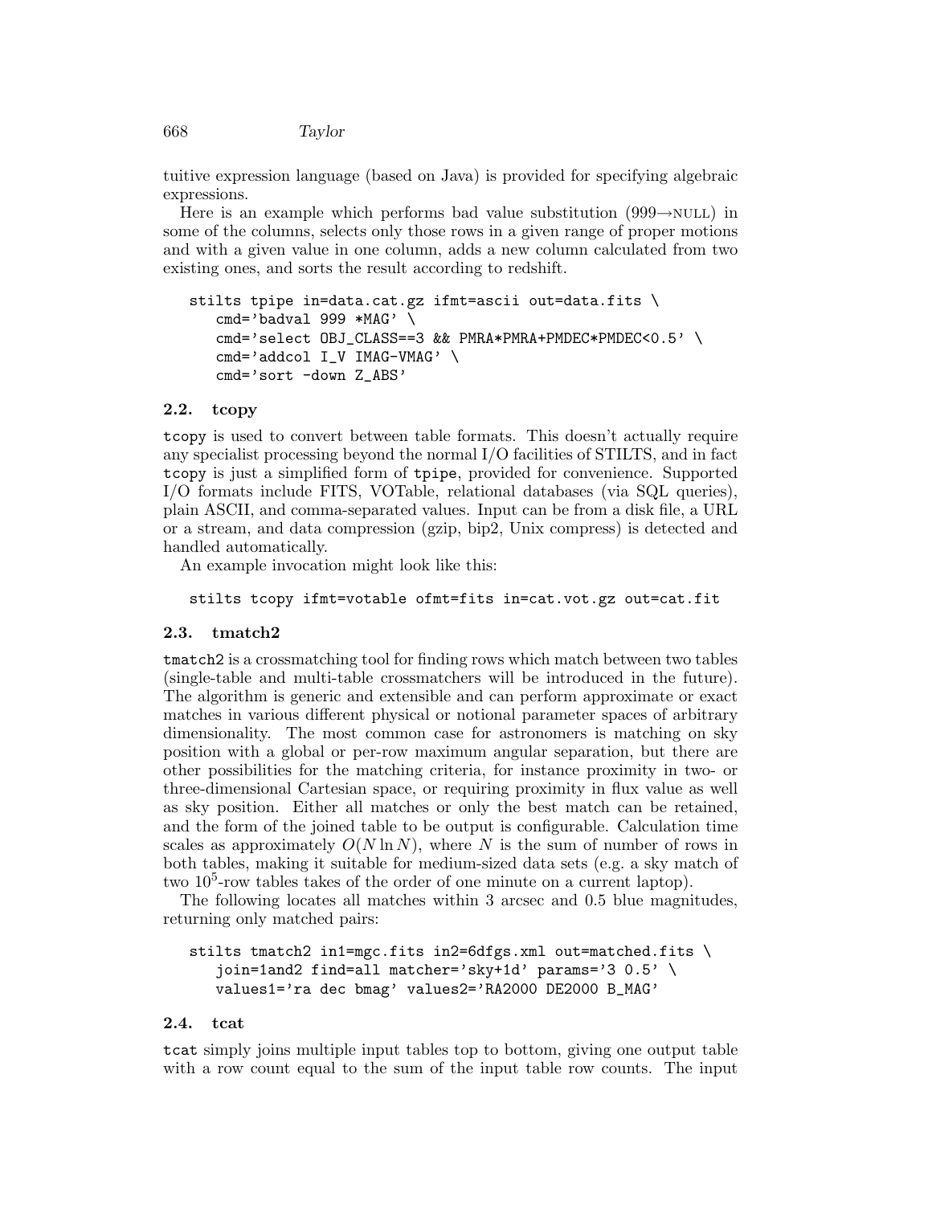tuitive expression language (based on Java) is provided for specifying algebraic expressions.

Here is an example which performs bad value substitution (999→NULL) in some of the columns, selects only those rows in a given range of proper motions and with a given value in one column, adds a new column calculated from two existing ones, and sorts the result according to redshift.

```
stilts tpipe in=data.cat.gz ifmt=ascii out=data.fits \
   cmd='badval 999 *MAG' \
   cmd='select OBJ_CLASS==3 && PMRA*PMRA+PMDEC*PMDEC<0.5' \
   cmd='addcol I_V IMAG-VMAG' \
   cmd='sort -down Z_ABS'
```

### 2.2. tcopy

`tcopy` is used to convert between table formats. This doesn't actually require any specialist processing beyond the normal I/O facilities of STILTS, and in fact `tcopy` is just a simplified form of `tpipe`, provided for convenience. Supported I/O formats include FITS, VOTable, relational databases (via SQL queries), plain ASCII, and comma-separated values. Input can be from a disk file, a URL or a stream, and data compression (gzip, bip2, Unix compress) is detected and handled automatically.

An example invocation might look like this:

```
stilts tcopy ifmt=votable ofmt=fits in=cat.vot.gz out=cat.fit
```

### 2.3. tmatch2

`tmatch2` is a crossmatching tool for finding rows which match between two tables (single-table and multi-table crossmatchers will be introduced in the future). The algorithm is generic and extensible and can perform approximate or exact matches in various different physical or notional parameter spaces of arbitrary dimensionality. The most common case for astronomers is matching on sky position with a global or per-row maximum angular separation, but there are other possibilities for the matching criteria, for instance proximity in two- or three-dimensional Cartesian space, or requiring proximity in flux value as well as sky position. Either all matches or only the best match can be retained, and the form of the joined table to be output is configurable. Calculation time scales as approximately $O(N \ln N)$, where $N$ is the sum of number of rows in both tables, making it suitable for medium-sized data sets (e.g. a sky match of two $10^5$-row tables takes of the order of one minute on a current laptop).

The following locates all matches within 3 arcsec and 0.5 blue magnitudes, returning only matched pairs:

```
stilts tmatch2 in1=mgc.fits in2=6dfgs.xml out=matched.fits \
   join=1and2 find=all matcher='sky+1d' params='3 0.5' \
   values1='ra dec bmag' values2='RA2000 DE2000 B_MAG'
```

### 2.4. tcat

`tcat` simply joins multiple input tables top to bottom, giving one output table with a row count equal to the sum of the input table row counts. The input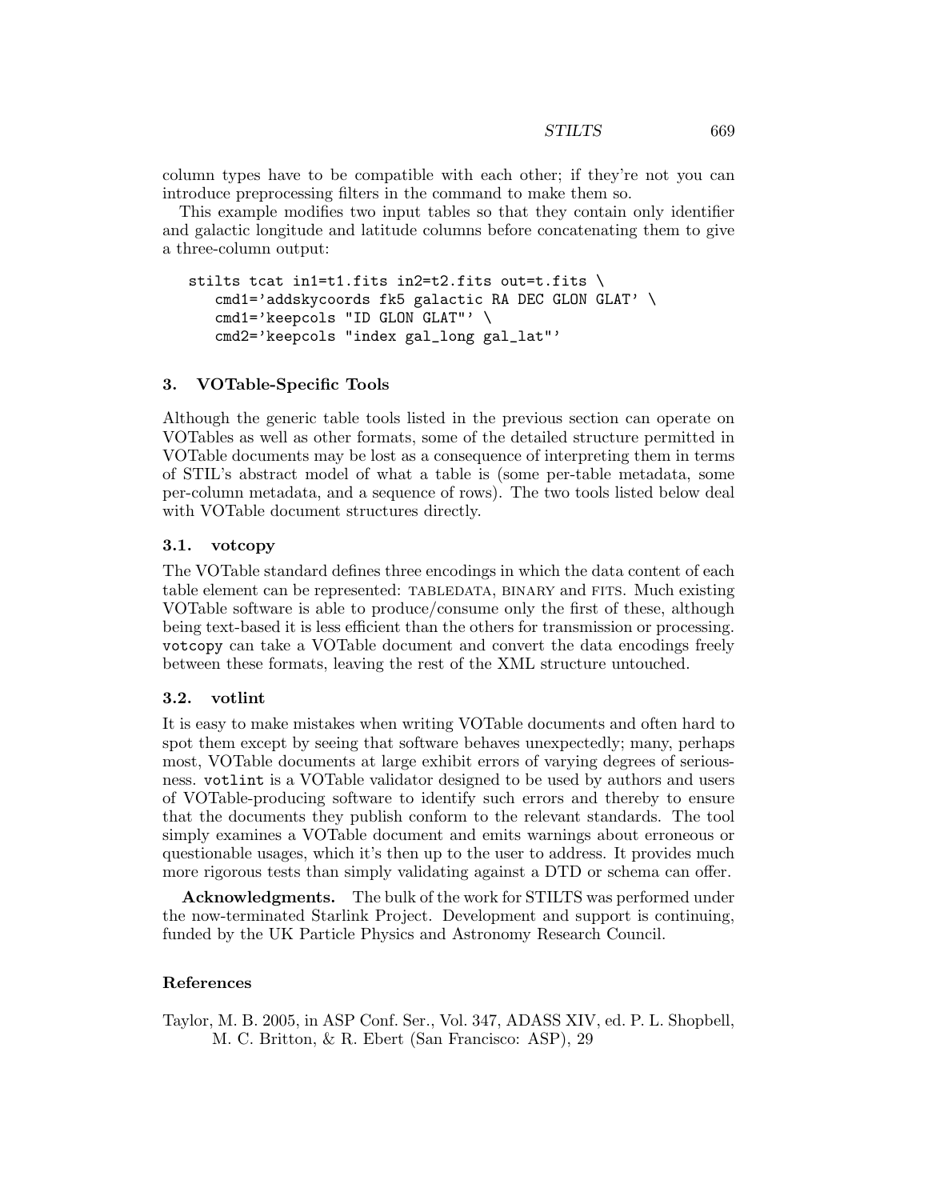column types have to be compatible with each other; if they're not you can introduce preprocessing filters in the command to make them so.

This example modifies two input tables so that they contain only identifier and galactic longitude and latitude columns before concatenating them to give a three-column output:

```
stilts tcat in1=t1.fits in2=t2.fits out=t.fits \
   cmd1='addskycoords fk5 galactic RA DEC GLON GLAT' \
   cmd1='keepcols "ID GLON GLAT"' \
   cmd2='keepcols "index gal_long gal_lat"'
```

## 3. VOTable-Specific Tools

Although the generic table tools listed in the previous section can operate on VOTables as well as other formats, some of the detailed structure permitted in VOTable documents may be lost as a consequence of interpreting them in terms of STIL's abstract model of what a table is (some per-table metadata, some per-column metadata, and a sequence of rows). The two tools listed below deal with VOTable document structures directly.

### 3.1. votcopy

The VOTable standard defines three encodings in which the data content of each table element can be represented: TABLEDATA, BINARY and FITS. Much existing VOTable software is able to produce/consume only the first of these, although being text-based it is less efficient than the others for transmission or processing. `votcopy` can take a VOTable document and convert the data encodings freely between these formats, leaving the rest of the XML structure untouched.

### 3.2. votlint

It is easy to make mistakes when writing VOTable documents and often hard to spot them except by seeing that software behaves unexpectedly; many, perhaps most, VOTable documents at large exhibit errors of varying degrees of seriousness. `votlint` is a VOTable validator designed to be used by authors and users of VOTable-producing software to identify such errors and thereby to ensure that the documents they publish conform to the relevant standards. The tool simply examines a VOTable document and emits warnings about erroneous or questionable usages, which it's then up to the user to address. It provides much more rigorous tests than simply validating against a DTD or schema can offer.

**Acknowledgments.** The bulk of the work for STILTS was performed under the now-terminated Starlink Project. Development and support is continuing, funded by the UK Particle Physics and Astronomy Research Council.

## References

Taylor, M. B. 2005, in ASP Conf. Ser., Vol. 347, ADASS XIV, ed. P. L. Shopbell, M. C. Britton, & R. Ebert (San Francisco: ASP), 29